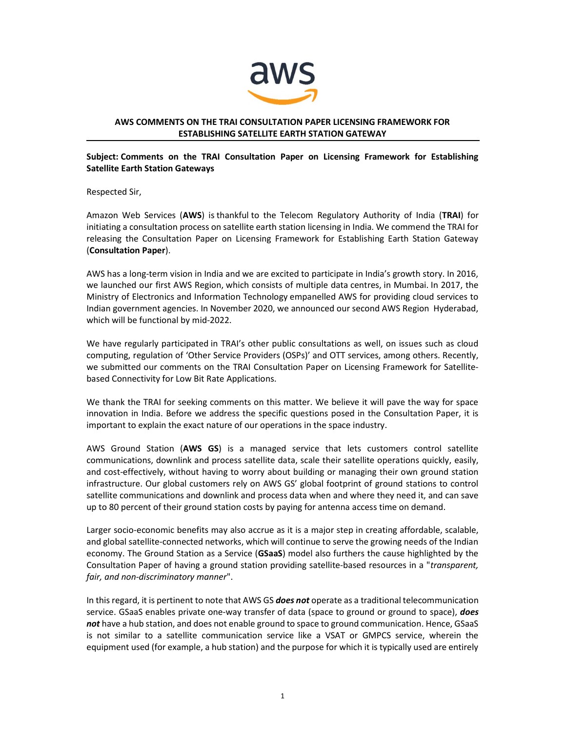# AWS COMMENTS ON THE TRAI CONSULTATION PAPER LICENSING FRAMEWORK FOR ESTABLISHING SATELLITE EARTH STATION GATEWAY

**Subject: Comments on the TRAI Consultation Paper on Licensing Framework for Establishing Satellite Earth Station Gateways**

Respected Sir,

Amazon Web Services (**AWS**) is thankful to the Telecom Regulatory Authority of India (**TRAI**) for initiating a consultation process on satellite earth station licensing in India. We commend the TRAI for releasing the Consultation Paper on Licensing Framework for Establishing Earth Station Gateway (**Consultation Paper**).

AWS has a long-term vision in India and we are excited to participate in India's growth story. In 2016, we launched our first AWS Region, which consists of multiple data centres, in Mumbai. In 2017, the Ministry of Electronics and Information Technology empanelled AWS for providing cloud services to Indian government agencies. In November 2020, we announced our second AWS Region Hyderabad, which will be functional by mid-2022.

We have regularly participated in TRAI's other public consultations as well, on issues such as cloud computing, regulation of 'Other Service Providers (OSPs)' and OTT services, among others. Recently, we submitted our comments on the TRAI Consultation Paper on Licensing Framework for Satellite-based Connectivity for Low Bit Rate Applications.

We thank the TRAI for seeking comments on this matter. We believe it will pave the way for space innovation in India. Before we address the specific questions posed in the Consultation Paper, it is important to explain the exact nature of our operations in the space industry.

AWS Ground Station (**AWS GS**) is a managed service that lets customers control satellite communications, downlink and process satellite data, scale their satellite operations quickly, easily, and cost-effectively, without having to worry about building or managing their own ground station infrastructure. Our global customers rely on AWS GS' global footprint of ground stations to control satellite communications and downlink and process data when and where they need it, and can save up to 80 percent of their ground station costs by paying for antenna access time on demand.

Larger socio-economic benefits may also accrue as it is a major step in creating affordable, scalable, and global satellite-connected networks, which will continue to serve the growing needs of the Indian economy. The Ground Station as a Service (**GSaaS**) model also furthers the cause highlighted by the Consultation Paper of having a ground station providing satellite-based resources in a "*transparent, fair, and non-discriminatory manner*".

In this regard, it is pertinent to note that AWS GS ***does not*** operate as a traditional telecommunication service. GSaaS enables private one-way transfer of data (space to ground or ground to space), ***does not*** have a hub station, and does not enable ground to space to ground communication. Hence, GSaaS is not similar to a satellite communication service like a VSAT or GMPCS service, wherein the equipment used (for example, a hub station) and the purpose for which it is typically used are entirely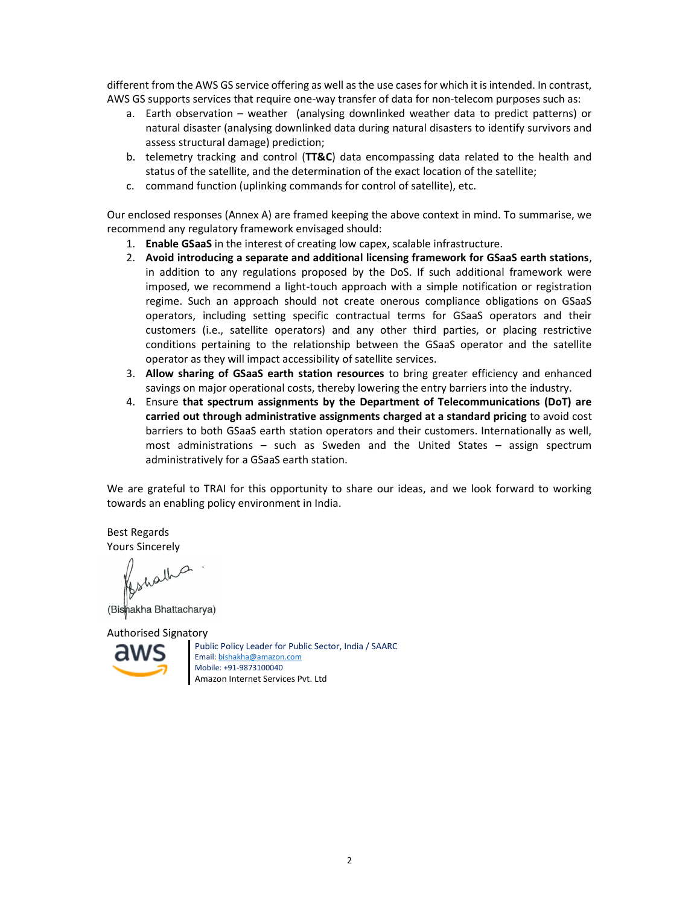different from the AWS GS service offering as well as the use cases for which it is intended. In contrast, AWS GS supports services that require one-way transfer of data for non-telecom purposes such as:

a. Earth observation – weather (analysing downlinked weather data to predict patterns) or natural disaster (analysing downlinked data during natural disasters to identify survivors and assess structural damage) prediction;
b. telemetry tracking and control (**TT&C**) data encompassing data related to the health and status of the satellite, and the determination of the exact location of the satellite;
c. command function (uplinking commands for control of satellite), etc.

Our enclosed responses (Annex A) are framed keeping the above context in mind. To summarise, we recommend any regulatory framework envisaged should:

1. **Enable GSaaS** in the interest of creating low capex, scalable infrastructure.
2. **Avoid introducing a separate and additional licensing framework for GSaaS earth stations**, in addition to any regulations proposed by the DoS. If such additional framework were imposed, we recommend a light-touch approach with a simple notification or registration regime. Such an approach should not create onerous compliance obligations on GSaaS operators, including setting specific contractual terms for GSaaS operators and their customers (i.e., satellite operators) and any other third parties, or placing restrictive conditions pertaining to the relationship between the GSaaS operator and the satellite operator as they will impact accessibility of satellite services.
3. **Allow sharing of GSaaS earth station resources** to bring greater efficiency and enhanced savings on major operational costs, thereby lowering the entry barriers into the industry.
4. Ensure **that spectrum assignments by the Department of Telecommunications (DoT) are carried out through administrative assignments charged at a standard pricing** to avoid cost barriers to both GSaaS earth station operators and their customers. Internationally as well, most administrations – such as Sweden and the United States – assign spectrum administratively for a GSaaS earth station.

We are grateful to TRAI for this opportunity to share our ideas, and we look forward to working towards an enabling policy environment in India.

Best Regards
Yours Sincerely

(Bishakha Bhattacharya)

Authorised Signatory

Public Policy Leader for Public Sector, India / SAARC
Email: bishakha@amazon.com
Mobile: +91-9873100040
Amazon Internet Services Pvt. Ltd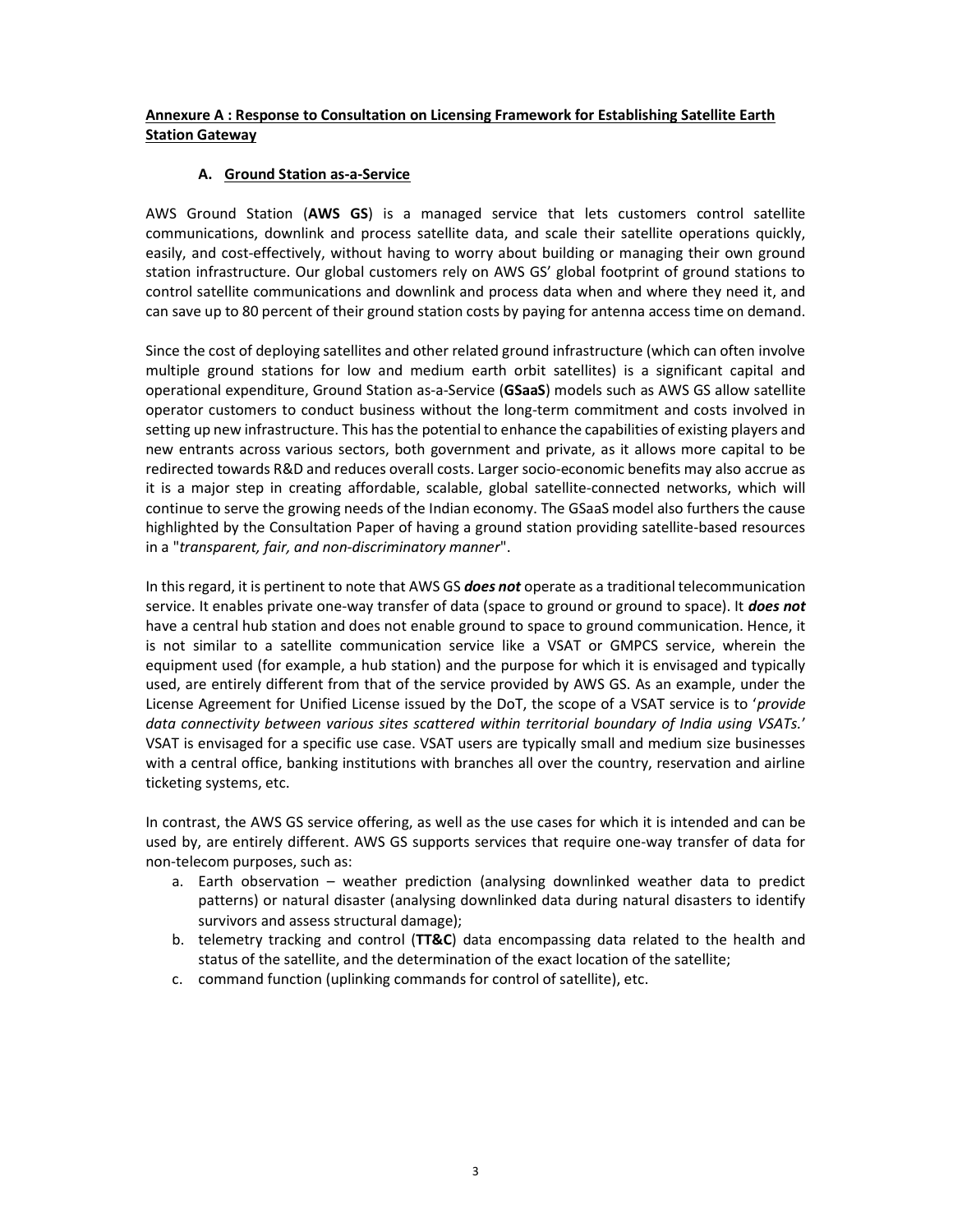**Annexure A : Response to Consultation on Licensing Framework for Establishing Satellite Earth Station Gateway**

### A. Ground Station as-a-Service

AWS Ground Station (**AWS GS**) is a managed service that lets customers control satellite communications, downlink and process satellite data, and scale their satellite operations quickly, easily, and cost-effectively, without having to worry about building or managing their own ground station infrastructure. Our global customers rely on AWS GS' global footprint of ground stations to control satellite communications and downlink and process data when and where they need it, and can save up to 80 percent of their ground station costs by paying for antenna access time on demand.

Since the cost of deploying satellites and other related ground infrastructure (which can often involve multiple ground stations for low and medium earth orbit satellites) is a significant capital and operational expenditure, Ground Station as-a-Service (**GSaaS**) models such as AWS GS allow satellite operator customers to conduct business without the long-term commitment and costs involved in setting up new infrastructure. This has the potential to enhance the capabilities of existing players and new entrants across various sectors, both government and private, as it allows more capital to be redirected towards R&D and reduces overall costs. Larger socio-economic benefits may also accrue as it is a major step in creating affordable, scalable, global satellite-connected networks, which will continue to serve the growing needs of the Indian economy. The GSaaS model also furthers the cause highlighted by the Consultation Paper of having a ground station providing satellite-based resources in a "*transparent, fair, and non-discriminatory manner*".

In this regard, it is pertinent to note that AWS GS ***does not*** operate as a traditional telecommunication service. It enables private one-way transfer of data (space to ground or ground to space). It ***does not*** have a central hub station and does not enable ground to space to ground communication. Hence, it is not similar to a satellite communication service like a VSAT or GMPCS service, wherein the equipment used (for example, a hub station) and the purpose for which it is envisaged and typically used, are entirely different from that of the service provided by AWS GS. As an example, under the License Agreement for Unified License issued by the DoT, the scope of a VSAT service is to '*provide data connectivity between various sites scattered within territorial boundary of India using VSATs.*' VSAT is envisaged for a specific use case. VSAT users are typically small and medium size businesses with a central office, banking institutions with branches all over the country, reservation and airline ticketing systems, etc.

In contrast, the AWS GS service offering, as well as the use cases for which it is intended and can be used by, are entirely different. AWS GS supports services that require one-way transfer of data for non-telecom purposes, such as:

a. Earth observation – weather prediction (analysing downlinked weather data to predict patterns) or natural disaster (analysing downlinked data during natural disasters to identify survivors and assess structural damage);
b. telemetry tracking and control (**TT&C**) data encompassing data related to the health and status of the satellite, and the determination of the exact location of the satellite;
c. command function (uplinking commands for control of satellite), etc.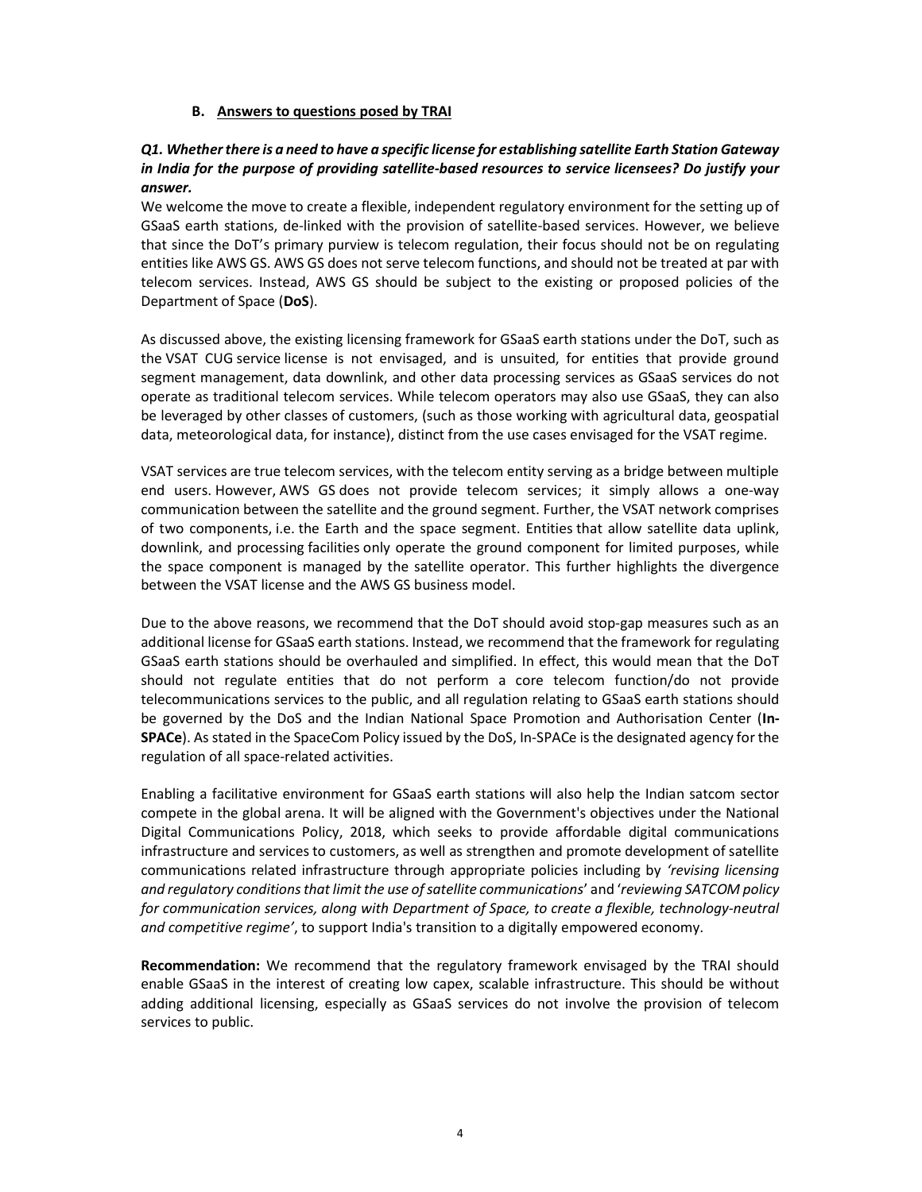### B. Answers to questions posed by TRAI

***Q1. Whether there is a need to have a specific license for establishing satellite Earth Station Gateway in India for the purpose of providing satellite-based resources to service licensees? Do justify your answer.***

We welcome the move to create a flexible, independent regulatory environment for the setting up of GSaaS earth stations, de-linked with the provision of satellite-based services. However, we believe that since the DoT's primary purview is telecom regulation, their focus should not be on regulating entities like AWS GS. AWS GS does not serve telecom functions, and should not be treated at par with telecom services. Instead, AWS GS should be subject to the existing or proposed policies of the Department of Space (**DoS**).

As discussed above, the existing licensing framework for GSaaS earth stations under the DoT, such as the VSAT CUG service license is not envisaged, and is unsuited, for entities that provide ground segment management, data downlink, and other data processing services as GSaaS services do not operate as traditional telecom services. While telecom operators may also use GSaaS, they can also be leveraged by other classes of customers, (such as those working with agricultural data, geospatial data, meteorological data, for instance), distinct from the use cases envisaged for the VSAT regime.

VSAT services are true telecom services, with the telecom entity serving as a bridge between multiple end users. However, AWS GS does not provide telecom services; it simply allows a one-way communication between the satellite and the ground segment. Further, the VSAT network comprises of two components, i.e. the Earth and the space segment. Entities that allow satellite data uplink, downlink, and processing facilities only operate the ground component for limited purposes, while the space component is managed by the satellite operator. This further highlights the divergence between the VSAT license and the AWS GS business model.

Due to the above reasons, we recommend that the DoT should avoid stop-gap measures such as an additional license for GSaaS earth stations. Instead, we recommend that the framework for regulating GSaaS earth stations should be overhauled and simplified. In effect, this would mean that the DoT should not regulate entities that do not perform a core telecom function/do not provide telecommunications services to the public, and all regulation relating to GSaaS earth stations should be governed by the DoS and the Indian National Space Promotion and Authorisation Center (**In-SPACe**). As stated in the SpaceCom Policy issued by the DoS, In-SPACe is the designated agency for the regulation of all space-related activities.

Enabling a facilitative environment for GSaaS earth stations will also help the Indian satcom sector compete in the global arena. It will be aligned with the Government's objectives under the National Digital Communications Policy, 2018, which seeks to provide affordable digital communications infrastructure and services to customers, as well as strengthen and promote development of satellite communications related infrastructure through appropriate policies including by *'revising licensing and regulatory conditions that limit the use of satellite communications'* and '*reviewing SATCOM policy for communication services, along with Department of Space, to create a flexible, technology-neutral and competitive regime'*, to support India's transition to a digitally empowered economy.

**Recommendation:** We recommend that the regulatory framework envisaged by the TRAI should enable GSaaS in the interest of creating low capex, scalable infrastructure. This should be without adding additional licensing, especially as GSaaS services do not involve the provision of telecom services to public.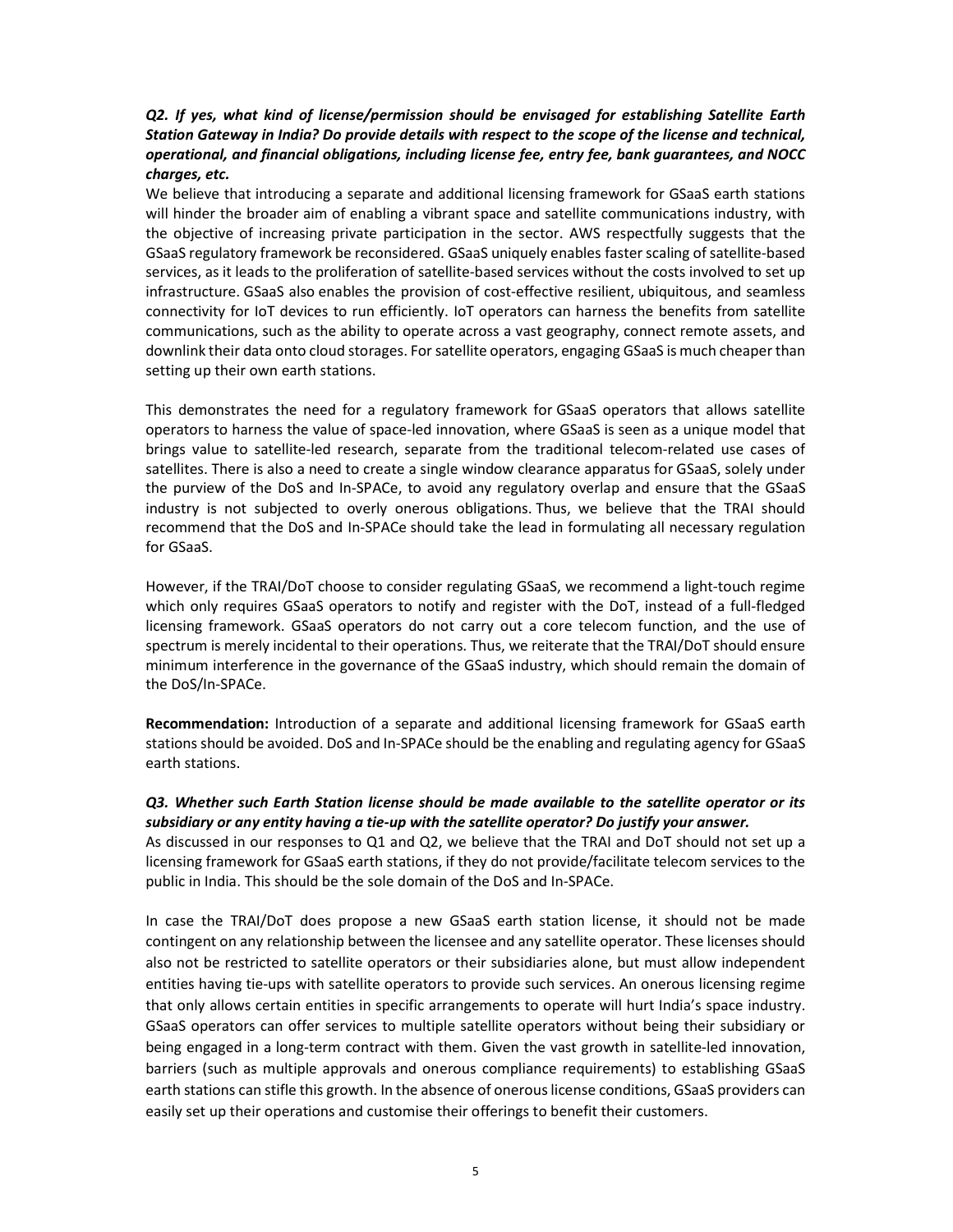***Q2. If yes, what kind of license/permission should be envisaged for establishing Satellite Earth Station Gateway in India? Do provide details with respect to the scope of the license and technical, operational, and financial obligations, including license fee, entry fee, bank guarantees, and NOCC charges, etc.***

We believe that introducing a separate and additional licensing framework for GSaaS earth stations will hinder the broader aim of enabling a vibrant space and satellite communications industry, with the objective of increasing private participation in the sector. AWS respectfully suggests that the GSaaS regulatory framework be reconsidered. GSaaS uniquely enables faster scaling of satellite-based services, as it leads to the proliferation of satellite-based services without the costs involved to set up infrastructure. GSaaS also enables the provision of cost-effective resilient, ubiquitous, and seamless connectivity for IoT devices to run efficiently. IoT operators can harness the benefits from satellite communications, such as the ability to operate across a vast geography, connect remote assets, and downlink their data onto cloud storages. For satellite operators, engaging GSaaS is much cheaper than setting up their own earth stations.

This demonstrates the need for a regulatory framework for GSaaS operators that allows satellite operators to harness the value of space-led innovation, where GSaaS is seen as a unique model that brings value to satellite-led research, separate from the traditional telecom-related use cases of satellites. There is also a need to create a single window clearance apparatus for GSaaS, solely under the purview of the DoS and In-SPACe, to avoid any regulatory overlap and ensure that the GSaaS industry is not subjected to overly onerous obligations. Thus, we believe that the TRAI should recommend that the DoS and In-SPACe should take the lead in formulating all necessary regulation for GSaaS.

However, if the TRAI/DoT choose to consider regulating GSaaS, we recommend a light-touch regime which only requires GSaaS operators to notify and register with the DoT, instead of a full-fledged licensing framework. GSaaS operators do not carry out a core telecom function, and the use of spectrum is merely incidental to their operations. Thus, we reiterate that the TRAI/DoT should ensure minimum interference in the governance of the GSaaS industry, which should remain the domain of the DoS/In-SPACe.

**Recommendation:** Introduction of a separate and additional licensing framework for GSaaS earth stations should be avoided. DoS and In-SPACe should be the enabling and regulating agency for GSaaS earth stations.

***Q3. Whether such Earth Station license should be made available to the satellite operator or its subsidiary or any entity having a tie-up with the satellite operator? Do justify your answer.***

As discussed in our responses to Q1 and Q2, we believe that the TRAI and DoT should not set up a licensing framework for GSaaS earth stations, if they do not provide/facilitate telecom services to the public in India. This should be the sole domain of the DoS and In-SPACe.

In case the TRAI/DoT does propose a new GSaaS earth station license, it should not be made contingent on any relationship between the licensee and any satellite operator. These licenses should also not be restricted to satellite operators or their subsidiaries alone, but must allow independent entities having tie-ups with satellite operators to provide such services. An onerous licensing regime that only allows certain entities in specific arrangements to operate will hurt India's space industry. GSaaS operators can offer services to multiple satellite operators without being their subsidiary or being engaged in a long-term contract with them. Given the vast growth in satellite-led innovation, barriers (such as multiple approvals and onerous compliance requirements) to establishing GSaaS earth stations can stifle this growth. In the absence of onerous license conditions, GSaaS providers can easily set up their operations and customise their offerings to benefit their customers.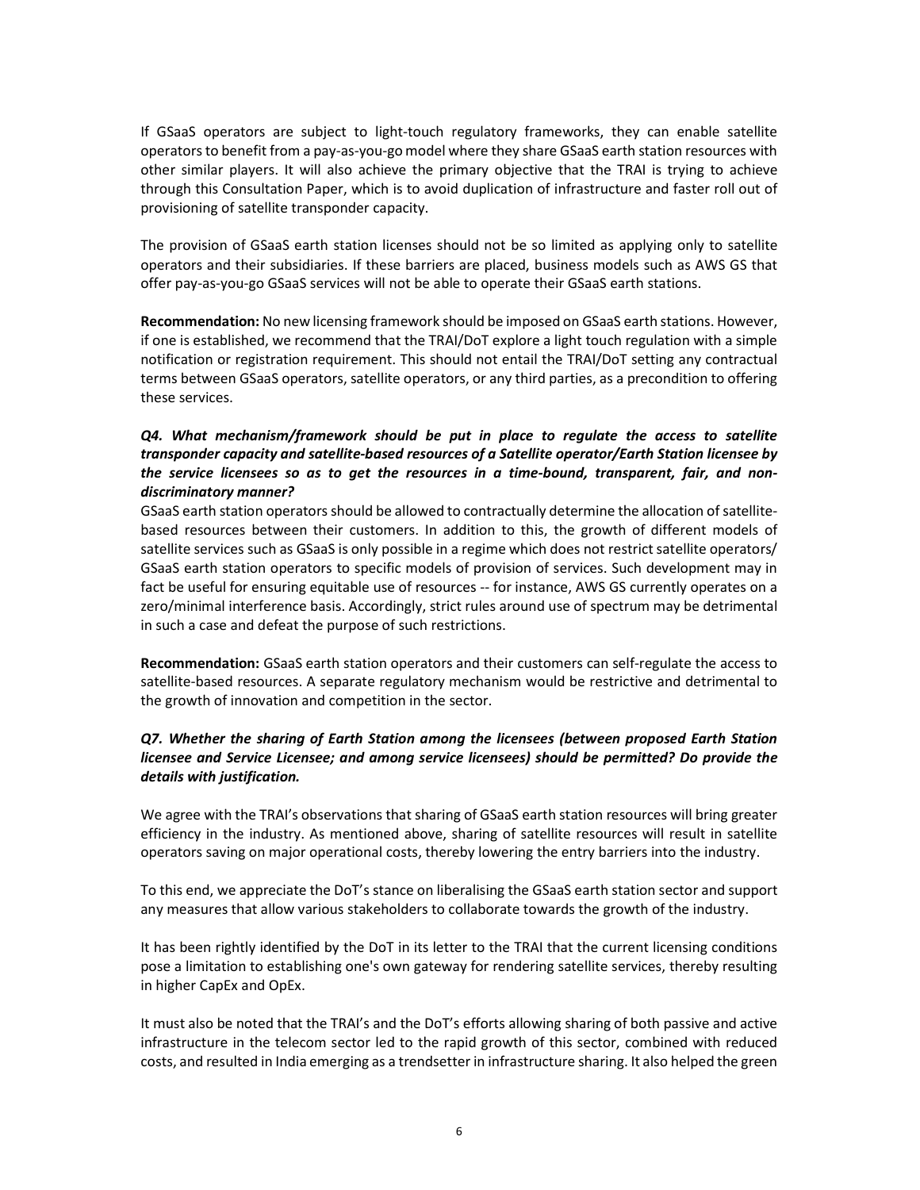If GSaaS operators are subject to light-touch regulatory frameworks, they can enable satellite operators to benefit from a pay-as-you-go model where they share GSaaS earth station resources with other similar players. It will also achieve the primary objective that the TRAI is trying to achieve through this Consultation Paper, which is to avoid duplication of infrastructure and faster roll out of provisioning of satellite transponder capacity.

The provision of GSaaS earth station licenses should not be so limited as applying only to satellite operators and their subsidiaries. If these barriers are placed, business models such as AWS GS that offer pay-as-you-go GSaaS services will not be able to operate their GSaaS earth stations.

**Recommendation:** No new licensing framework should be imposed on GSaaS earth stations. However, if one is established, we recommend that the TRAI/DoT explore a light touch regulation with a simple notification or registration requirement. This should not entail the TRAI/DoT setting any contractual terms between GSaaS operators, satellite operators, or any third parties, as a precondition to offering these services.

***Q4. What mechanism/framework should be put in place to regulate the access to satellite transponder capacity and satellite-based resources of a Satellite operator/Earth Station licensee by the service licensees so as to get the resources in a time-bound, transparent, fair, and non-discriminatory manner?***

GSaaS earth station operators should be allowed to contractually determine the allocation of satellite-based resources between their customers. In addition to this, the growth of different models of satellite services such as GSaaS is only possible in a regime which does not restrict satellite operators/ GSaaS earth station operators to specific models of provision of services. Such development may in fact be useful for ensuring equitable use of resources -- for instance, AWS GS currently operates on a zero/minimal interference basis. Accordingly, strict rules around use of spectrum may be detrimental in such a case and defeat the purpose of such restrictions.

**Recommendation:** GSaaS earth station operators and their customers can self-regulate the access to satellite-based resources. A separate regulatory mechanism would be restrictive and detrimental to the growth of innovation and competition in the sector.

***Q7. Whether the sharing of Earth Station among the licensees (between proposed Earth Station licensee and Service Licensee; and among service licensees) should be permitted? Do provide the details with justification.***

We agree with the TRAI's observations that sharing of GSaaS earth station resources will bring greater efficiency in the industry. As mentioned above, sharing of satellite resources will result in satellite operators saving on major operational costs, thereby lowering the entry barriers into the industry.

To this end, we appreciate the DoT's stance on liberalising the GSaaS earth station sector and support any measures that allow various stakeholders to collaborate towards the growth of the industry.

It has been rightly identified by the DoT in its letter to the TRAI that the current licensing conditions pose a limitation to establishing one's own gateway for rendering satellite services, thereby resulting in higher CapEx and OpEx.

It must also be noted that the TRAI's and the DoT's efforts allowing sharing of both passive and active infrastructure in the telecom sector led to the rapid growth of this sector, combined with reduced costs, and resulted in India emerging as a trendsetter in infrastructure sharing. It also helped the green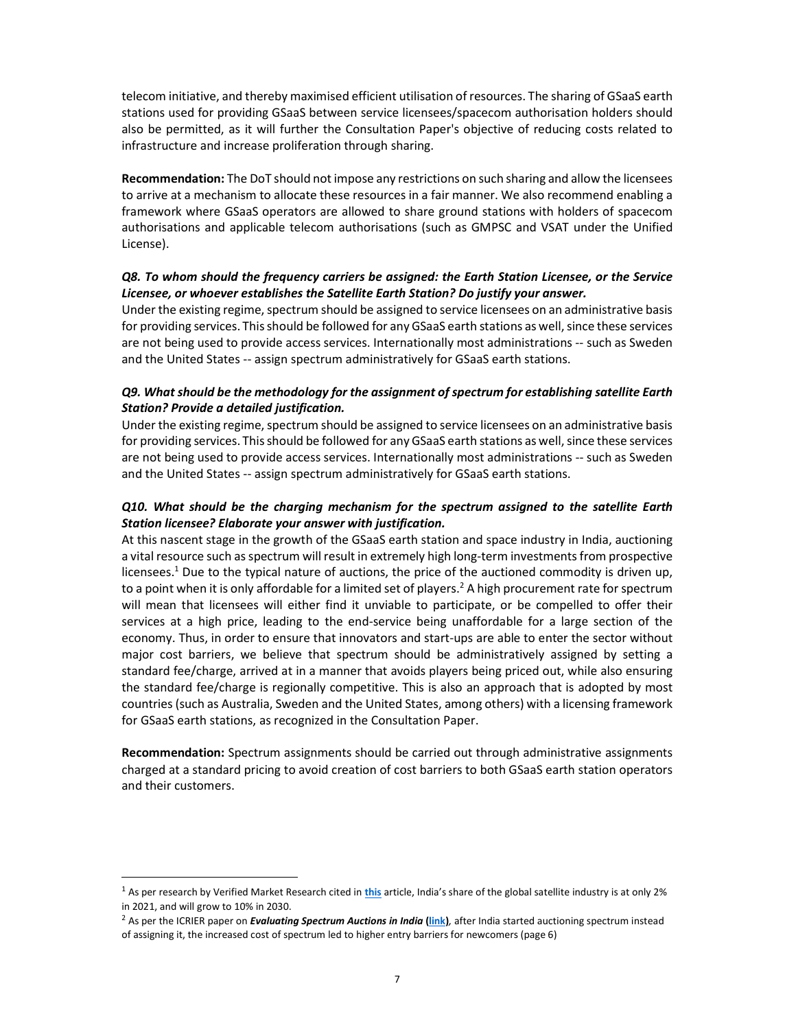telecom initiative, and thereby maximised efficient utilisation of resources. The sharing of GSaaS earth stations used for providing GSaaS between service licensees/spacecom authorisation holders should also be permitted, as it will further the Consultation Paper's objective of reducing costs related to infrastructure and increase proliferation through sharing.

**Recommendation:** The DoT should not impose any restrictions on such sharing and allow the licensees to arrive at a mechanism to allocate these resources in a fair manner. We also recommend enabling a framework where GSaaS operators are allowed to share ground stations with holders of spacecom authorisations and applicable telecom authorisations (such as GMPSC and VSAT under the Unified License).

***Q8. To whom should the frequency carriers be assigned: the Earth Station Licensee, or the Service Licensee, or whoever establishes the Satellite Earth Station? Do justify your answer.***

Under the existing regime, spectrum should be assigned to service licensees on an administrative basis for providing services. This should be followed for any GSaaS earth stations as well, since these services are not being used to provide access services. Internationally most administrations -- such as Sweden and the United States -- assign spectrum administratively for GSaaS earth stations.

***Q9. What should be the methodology for the assignment of spectrum for establishing satellite Earth Station? Provide a detailed justification.***

Under the existing regime, spectrum should be assigned to service licensees on an administrative basis for providing services. This should be followed for any GSaaS earth stations as well, since these services are not being used to provide access services. Internationally most administrations -- such as Sweden and the United States -- assign spectrum administratively for GSaaS earth stations.

***Q10. What should be the charging mechanism for the spectrum assigned to the satellite Earth Station licensee? Elaborate your answer with justification.***

At this nascent stage in the growth of the GSaaS earth station and space industry in India, auctioning a vital resource such as spectrum will result in extremely high long-term investments from prospective licensees.[1] Due to the typical nature of auctions, the price of the auctioned commodity is driven up, to a point when it is only affordable for a limited set of players.[2] A high procurement rate for spectrum will mean that licensees will either find it unviable to participate, or be compelled to offer their services at a high price, leading to the end-service being unaffordable for a large section of the economy. Thus, in order to ensure that innovators and start-ups are able to enter the sector without major cost barriers, we believe that spectrum should be administratively assigned by setting a standard fee/charge, arrived at in a manner that avoids players being priced out, while also ensuring the standard fee/charge is regionally competitive. This is also an approach that is adopted by most countries (such as Australia, Sweden and the United States, among others) with a licensing framework for GSaaS earth stations, as recognized in the Consultation Paper.

**Recommendation:** Spectrum assignments should be carried out through administrative assignments charged at a standard pricing to avoid creation of cost barriers to both GSaaS earth station operators and their customers.

---

[1] As per research by Verified Market Research cited in **this** article, India's share of the global satellite industry is at only 2% in 2021, and will grow to 10% in 2030.

[2] As per the ICRIER paper on ***Evaluating Spectrum Auctions in India*** (**link**), after India started auctioning spectrum instead of assigning it, the increased cost of spectrum led to higher entry barriers for newcomers (page 6)